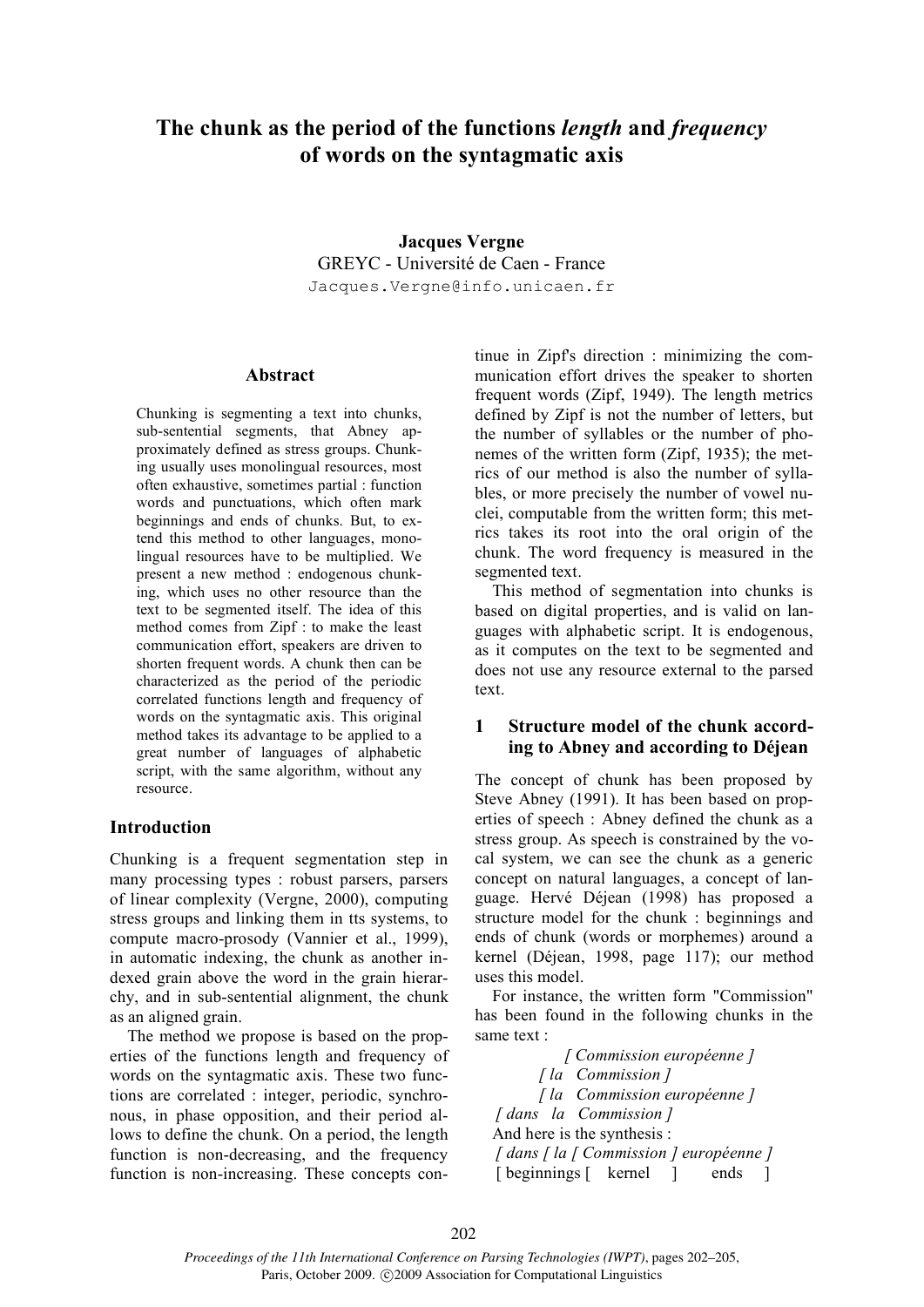# The chunk as the period of the functions *length* and *frequency* of words on the syntagmatic axis

**Jacques Vergne**
GREYC - Université de Caen - France
Jacques.Vergne@info.unicaen.fr

## Abstract

Chunking is segmenting a text into chunks, sub-sentential segments, that Abney approximately defined as stress groups. Chunking usually uses monolingual resources, most often exhaustive, sometimes partial : function words and punctuations, which often mark beginnings and ends of chunks. But, to extend this method to other languages, monolingual resources have to be multiplied. We present a new method : endogenous chunking, which uses no other resource than the text to be segmented itself. The idea of this method comes from Zipf : to make the least communication effort, speakers are driven to shorten frequent words. A chunk then can be characterized as the period of the periodic correlated functions length and frequency of words on the syntagmatic axis. This original method takes its advantage to be applied to a great number of languages of alphabetic script, with the same algorithm, without any resource.

## Introduction

Chunking is a frequent segmentation step in many processing types : robust parsers, parsers of linear complexity (Vergne, 2000), computing stress groups and linking them in tts systems, to compute macro-prosody (Vannier et al., 1999), in automatic indexing, the chunk as another indexed grain above the word in the grain hierarchy, and in sub-sentential alignment, the chunk as an aligned grain.

The method we propose is based on the properties of the functions length and frequency of words on the syntagmatic axis. These two functions are correlated : integer, periodic, synchronous, in phase opposition, and their period allows to define the chunk. On a period, the length function is non-decreasing, and the frequency function is non-increasing. These concepts continue in Zipf's direction : minimizing the communication effort drives the speaker to shorten frequent words (Zipf, 1949). The length metrics defined by Zipf is not the number of letters, but the number of syllables or the number of phonemes of the written form (Zipf, 1935); the metrics of our method is also the number of syllables, or more precisely the number of vowel nuclei, computable from the written form; this metrics takes its root into the oral origin of the chunk. The word frequency is measured in the segmented text.

This method of segmentation into chunks is based on digital properties, and is valid on languages with alphabetic script. It is endogenous, as it computes on the text to be segmented and does not use any resource external to the parsed text.

## 1 Structure model of the chunk according to Abney and according to Déjean

The concept of chunk has been proposed by Steve Abney (1991). It has been based on properties of speech : Abney defined the chunk as a stress group. As speech is constrained by the vocal system, we can see the chunk as a generic concept on natural languages, a concept of language. Hervé Déjean (1998) has proposed a structure model for the chunk : beginnings and ends of chunk (words or morphemes) around a kernel (Déjean, 1998, page 117); our method uses this model.

For instance, the written form "Commission" has been found in the following chunks in the same text :

*[ Commission européenne ]*
*[ la Commission ]*
*[ la Commission européenne ]*
*[ dans la Commission ]*

And here is the synthesis :

*[ dans [ la [ Commission ] européenne ]*
[ beginnings [ kernel ] ends ]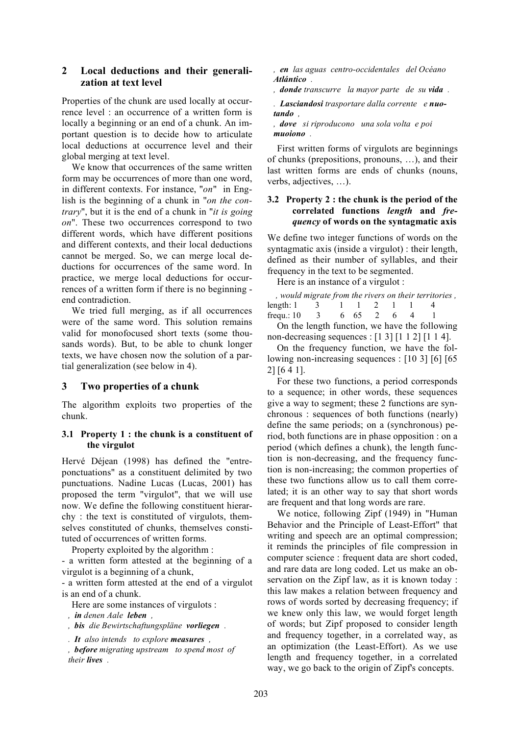## 2 Local deductions and their generalization at text level

Properties of the chunk are used locally at occurrence level : an occurrence of a written form is locally a beginning or an end of a chunk. An important question is to decide how to articulate local deductions at occurrence level and their global merging at text level.

We know that occurrences of the same written form may be occurrences of more than one word, in different contexts. For instance, "*on*" in English is the beginning of a chunk in "*on the contrary*", but it is the end of a chunk in "*it is going on*". These two occurrences correspond to two different words, which have different positions and different contexts, and their local deductions cannot be merged. So, we can merge local deductions for occurrences of the same word. In practice, we merge local deductions for occurrences of a written form if there is no beginning - end contradiction.

We tried full merging, as if all occurrences were of the same word. This solution remains valid for monofocused short texts (some thousands words). But, to be able to chunk longer texts, we have chosen now the solution of a partial generalization (see below in 4).

## 3 Two properties of a chunk

The algorithm exploits two properties of the chunk.

### 3.1 Property 1 : the chunk is a constituent of the virgulot

Hervé Déjean (1998) has defined the "entre-ponctuations" as a constituent delimited by two punctuations. Nadine Lucas (Lucas, 2001) has proposed the term "virgulot", that we will use now. We define the following constituent hierarchy : the text is constituted of virgulots, themselves constituted of chunks, themselves constituted of occurrences of written forms.

Property exploited by the algorithm :

- a written form attested at the beginning of a virgulot is a beginning of a chunk,
- a written form attested at the end of a virgulot is an end of a chunk.

Here are some instances of virgulots :

*, **in** denen Aale **leben** ,*

*, **bis** die Bewirtschaftungspläne **vorliegen** .*

*. **It** also intends to explore **measures** ,*

*, **before** migrating upstream to spend most of their **lives** .*

*, **en** las aguas centro-occidentales del Océano **Atlántico** .*

*, **donde** transcurre la mayor parte de su **vida** .*

*. **Lasciandosi** trasportare dalla corrente e **nuotando** ,*

*, **dove** si riproducono una sola volta e poi **muoiono** .*

First written forms of virgulots are beginnings of chunks (prepositions, pronouns, …), and their last written forms are ends of chunks (nouns, verbs, adjectives, …).

### 3.2 Property 2 : the chunk is the period of the correlated functions *length* and *frequency* of words on the syntagmatic axis

We define two integer functions of words on the syntagmatic axis (inside a virgulot) : their length, defined as their number of syllables, and their frequency in the text to be segmented.

Here is an instance of a virgulot :

| | *, would* | *migrate* | *from* | *the* | *rivers* | *on* | *their* | *territories ,* |
|---|---|---|---|---|---|---|---|---|
| length: | 1 | 3 | 1 | 1 | 2 | 1 | 1 | 4 |
| frequ.: | 10 | 3 | 6 | 65 | 2 | 6 | 4 | 1 |

On the length function, we have the following non-decreasing sequences : [1 3] [1 1 2] [1 1 4].

On the frequency function, we have the following non-increasing sequences : [10 3] [6] [65 2] [6 4 1].

For these two functions, a period corresponds to a sequence; in other words, these sequences give a way to segment; these 2 functions are synchronous : sequences of both functions (nearly) define the same periods; on a (synchronous) period, both functions are in phase opposition : on a period (which defines a chunk), the length function is non-decreasing, and the frequency function is non-increasing; the common properties of these two functions allow us to call them correlated; it is an other way to say that short words are frequent and that long words are rare.

We notice, following Zipf (1949) in "Human Behavior and the Principle of Least-Effort" that writing and speech are an optimal compression; it reminds the principles of file compression in computer science : frequent data are short coded, and rare data are long coded. Let us make an observation on the Zipf law, as it is known today : this law makes a relation between frequency and rows of words sorted by decreasing frequency; if we knew only this law, we would forget length of words; but Zipf proposed to consider length and frequency together, in a correlated way, as an optimization (the Least-Effort). As we use length and frequency together, in a correlated way, we go back to the origin of Zipf's concepts.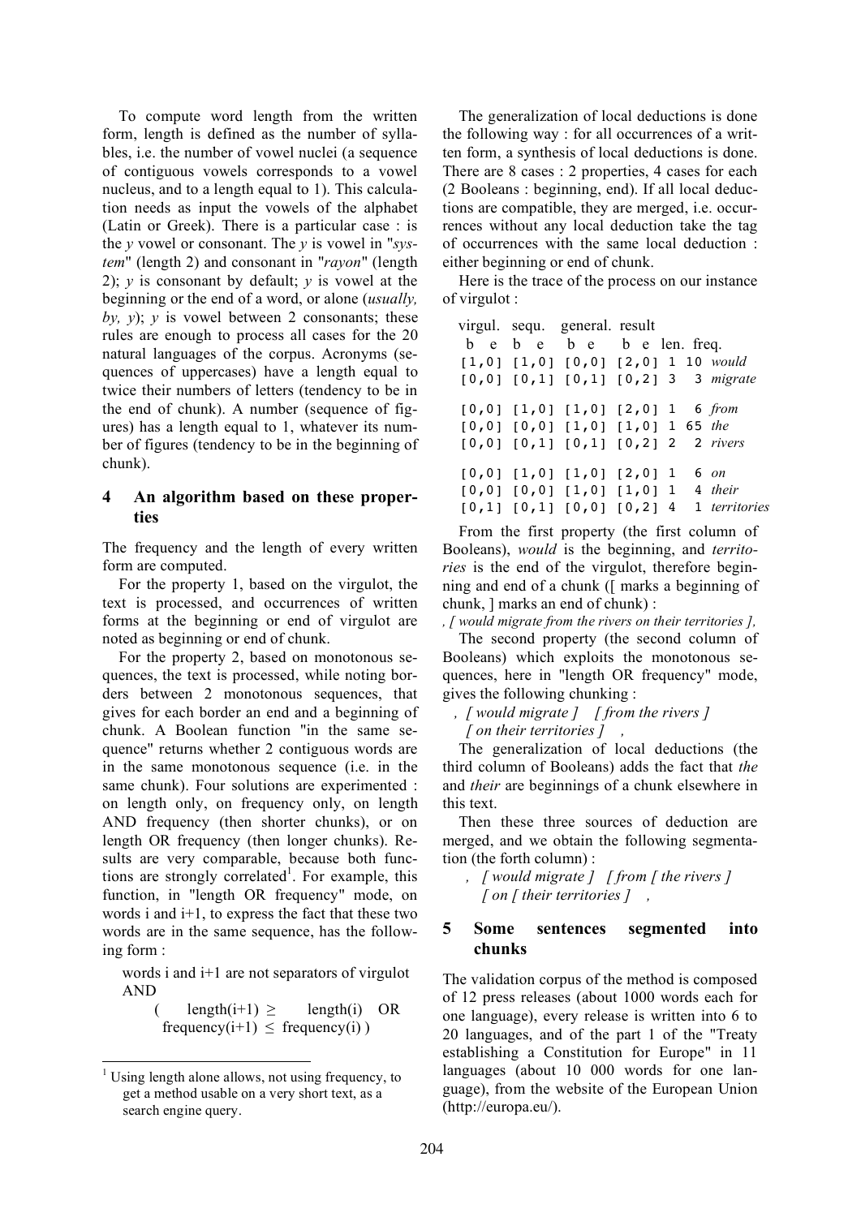To compute word length from the written form, length is defined as the number of syllables, i.e. the number of vowel nuclei (a sequence of contiguous vowels corresponds to a vowel nucleus, and to a length equal to 1). This calculation needs as input the vowels of the alphabet (Latin or Greek). There is a particular case : is the *y* vowel or consonant. The *y* is vowel in "*system*" (length 2) and consonant in "*rayon*" (length 2); *y* is consonant by default; *y* is vowel at the beginning or the end of a word, or alone (*usually, by, y*); *y* is vowel between 2 consonants; these rules are enough to process all cases for the 20 natural languages of the corpus. Acronyms (sequences of uppercases) have a length equal to twice their numbers of letters (tendency to be in the end of chunk). A number (sequence of figures) has a length equal to 1, whatever its number of figures (tendency to be in the beginning of chunk).

## 4 An algorithm based on these properties

The frequency and the length of every written form are computed.

For the property 1, based on the virgulot, the text is processed, and occurrences of written forms at the beginning or end of virgulot are noted as beginning or end of chunk.

For the property 2, based on monotonous sequences, the text is processed, while noting borders between 2 monotonous sequences, that gives for each border an end and a beginning of chunk. A Boolean function "in the same sequence" returns whether 2 contiguous words are in the same monotonous sequence (i.e. in the same chunk). Four solutions are experimented : on length only, on frequency only, on length AND frequency (then shorter chunks), or on length OR frequency (then longer chunks). Results are very comparable, because both functions are strongly correlated[1]. For example, this function, in "length OR frequency" mode, on words i and i+1, to express the fact that these two words are in the same sequence, has the following form :

words i and i+1 are not separators of virgulot AND
( $\text{length}(i+1) \geq \text{length}(i)$ OR $\text{frequency}(i+1) \leq \text{frequency}(i)$ )

The generalization of local deductions is done the following way : for all occurrences of a written form, a synthesis of local deductions is done. There are 8 cases : 2 properties, 4 cases for each (2 Booleans : beginning, end). If all local deductions are compatible, they are merged, i.e. occurrences without any local deduction take the tag of occurrences with the same local deduction : either beginning or end of chunk.

Here is the trace of the process on our instance of virgulot :

```
virgul. sequ.  general. result
 b  e   b  e   b  e     b  e  len. freq.
[1,0]  [1,0]  [0,0]  [2,0]  1  10  would
[0,0]  [0,1]  [0,1]  [0,2]  3   3  migrate

[0,0]  [1,0]  [1,0]  [2,0]  1   6  from
[0,0]  [0,0]  [1,0]  [1,0]  1  65  the
[0,0]  [0,1]  [0,1]  [0,2]  2   2  rivers

[0,0]  [1,0]  [1,0]  [2,0]  1   6  on
[0,0]  [0,0]  [1,0]  [1,0]  1   4  their
[0,1]  [0,1]  [0,0]  [0,2]  4   1  territories
```

From the first property (the first column of Booleans), *would* is the beginning, and *territories* is the end of the virgulot, therefore beginning and end of a chunk ([ marks a beginning of chunk, ] marks an end of chunk) :

*, [ would migrate from the rivers on their territories ],*

The second property (the second column of Booleans) which exploits the monotonous sequences, here in "length OR frequency" mode, gives the following chunking :

*, [ would migrate ] [ from the rivers ] [ on their territories ] ,*

The generalization of local deductions (the third column of Booleans) adds the fact that *the* and *their* are beginnings of a chunk elsewhere in this text.

Then these three sources of deduction are merged, and we obtain the following segmentation (the forth column) :

*, [ would migrate ] [ from [ the rivers ] [ on [ their territories ] ,*

## 5 Some sentences segmented into chunks

The validation corpus of the method is composed of 12 press releases (about 1000 words each for one language), every release is written into 6 to 20 languages, and of the part 1 of the "Treaty establishing a Constitution for Europe" in 11 languages (about 10 000 words for one language), from the website of the European Union (http://europa.eu/).

[1] Using length alone allows, not using frequency, to get a method usable on a very short text, as a search engine query.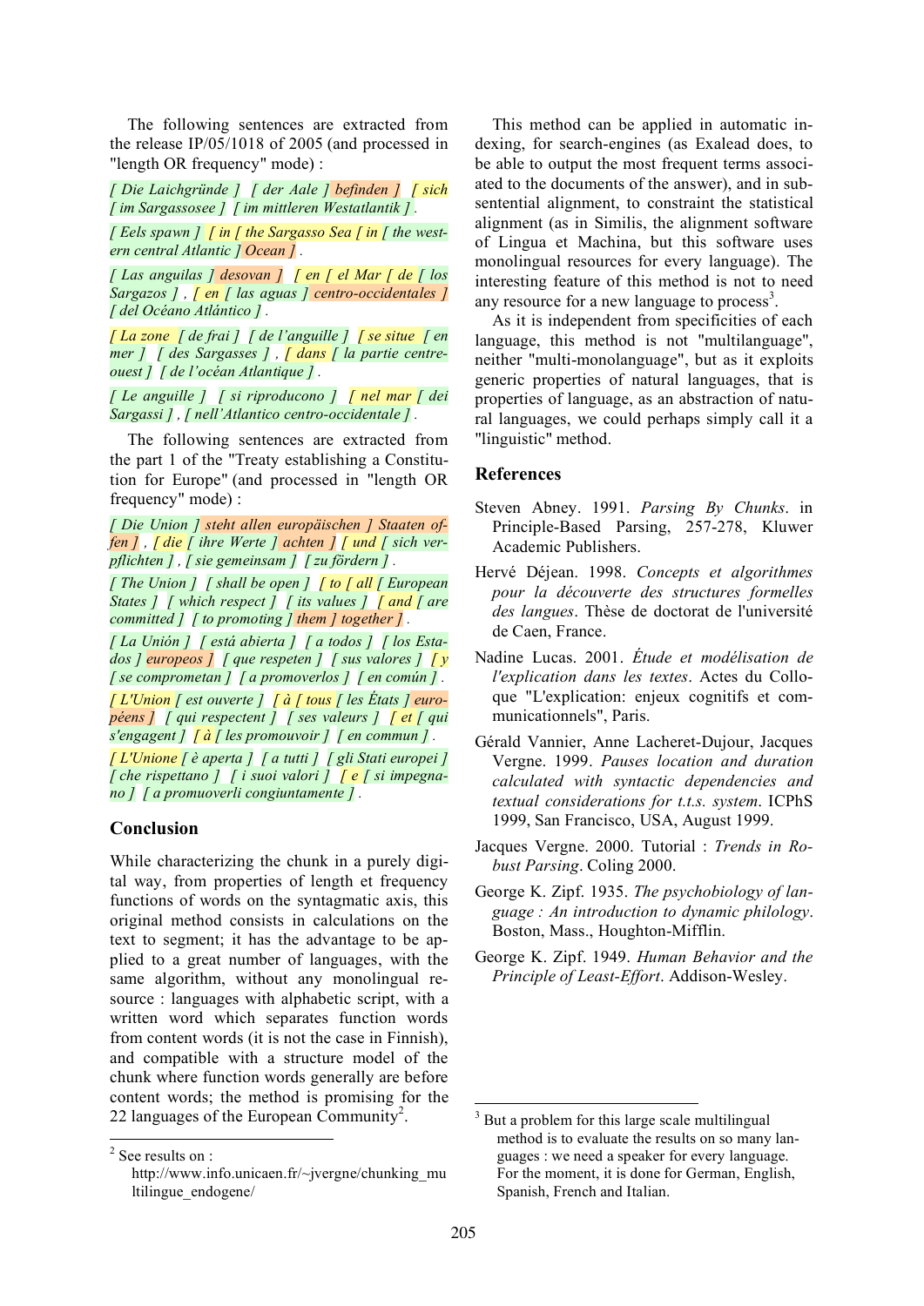The following sentences are extracted from the release IP/05/1018 of 2005 (and processed in "length OR frequency" mode) :

*[ Die Laichgründe ] [ der Aale ] befinden ] [ sich [ im Sargassosee ] [ im mittleren Westatlantik ] .*

*[ Eels spawn ] [ in [ the Sargasso Sea [ in [ the west-ern central Atlantic ] Ocean ] .*

*[ Las anguilas ] desovan ] [ en [ el Mar [ de [ los Sargazos ] , [ en [ las aguas ] centro-occidentales ] [ del Océano Atlántico ] .*

*[ La zone [ de frai ] [ de l'anguille ] [ se situe [ en mer ] [ des Sargasses ] , [ dans [ la partie centre-ouest ] [ de l'océan Atlantique ] .*

*[ Le anguille ] [ si riproducono ] [ nel mar [ dei Sargassi ] , [ nell'Atlantico centro-occidentale ] .*

The following sentences are extracted from the part 1 of the "Treaty establishing a Constitution for Europe" (and processed in "length OR frequency" mode) :

*[ Die Union ] steht allen europäischen ] Staaten offen ] , [ die [ ihre Werte ] achten ] [ und [ sich verpflichten ] , [ sie gemeinsam ] [ zu fördern ] .*

*[ The Union ] [ shall be open ] [ to [ all [ European States ] [ which respect ] [ its values ] [ and [ are committed ] [ to promoting ] them ] together ] .*

*[ La Unión ] [ está abierta ] [ a todos ] [ los Estados ] europeos ] [ que respeten ] [ sus valores ] [ y [ se comprometan ] [ a promoverlos ] [ en común ] .*

*[ L'Union [ est ouverte ] [ à [ tous [ les États ] européens ] [ qui respectent ] [ ses valeurs ] [ et [ qui s'engagent ] [ à [ les promouvoir ] [ en commun ] .*

*[ L'Unione [ è aperta ] [ a tutti ] [ gli Stati europei ] [ che rispettano ] [ i suoi valori ] [ e [ si impegnano ] [ a promuoverli congiuntamente ] .*

## Conclusion

While characterizing the chunk in a purely digital way, from properties of length et frequency functions of words on the syntagmatic axis, this original method consists in calculations on the text to segment; it has the advantage to be applied to a great number of languages, with the same algorithm, without any monolingual resource : languages with alphabetic script, with a written word which separates function words from content words (it is not the case in Finnish), and compatible with a structure model of the chunk where function words generally are before content words; the method is promising for the 22 languages of the European Community[2].

This method can be applied in automatic indexing, for search-engines (as Exalead does, to be able to output the most frequent terms associated to the documents of the answer), and in subsentential alignment, to constraint the statistical alignment (as in Similis, the alignment software of Lingua et Machina, but this software uses monolingual resources for every language). The interesting feature of this method is not to need any resource for a new language to process[3].

As it is independent from specificities of each language, this method is not "multilanguage", neither "multi-monolanguage", but as it exploits generic properties of natural languages, that is properties of language, as an abstraction of natural languages, we could perhaps simply call it a "linguistic" method.

## References

Steven Abney. 1991. *Parsing By Chunks*. in Principle-Based Parsing, 257-278, Kluwer Academic Publishers.

Hervé Déjean. 1998. *Concepts et algorithmes pour la découverte des structures formelles des langues*. Thèse de doctorat de l'université de Caen, France.

Nadine Lucas. 2001. *Étude et modélisation de l'explication dans les textes*. Actes du Colloque "L'explication: enjeux cognitifs et communicationnels", Paris.

Gérald Vannier, Anne Lacheret-Dujour, Jacques Vergne. 1999. *Pauses location and duration calculated with syntactic dependencies and textual considerations for t.t.s. system*. ICPhS 1999, San Francisco, USA, August 1999.

Jacques Vergne. 2000. Tutorial : *Trends in Robust Parsing*. Coling 2000.

George K. Zipf. 1935. *The psychobiology of language : An introduction to dynamic philology*. Boston, Mass., Houghton-Mifflin.

George K. Zipf. 1949. *Human Behavior and the Principle of Least-Effort*. Addison-Wesley.

---

[2] See results on : http://www.info.unicaen.fr/~jvergne/chunking_multilingue_endogene/

[3] But a problem for this large scale multilingual method is to evaluate the results on so many languages : we need a speaker for every language. For the moment, it is done for German, English, Spanish, French and Italian.